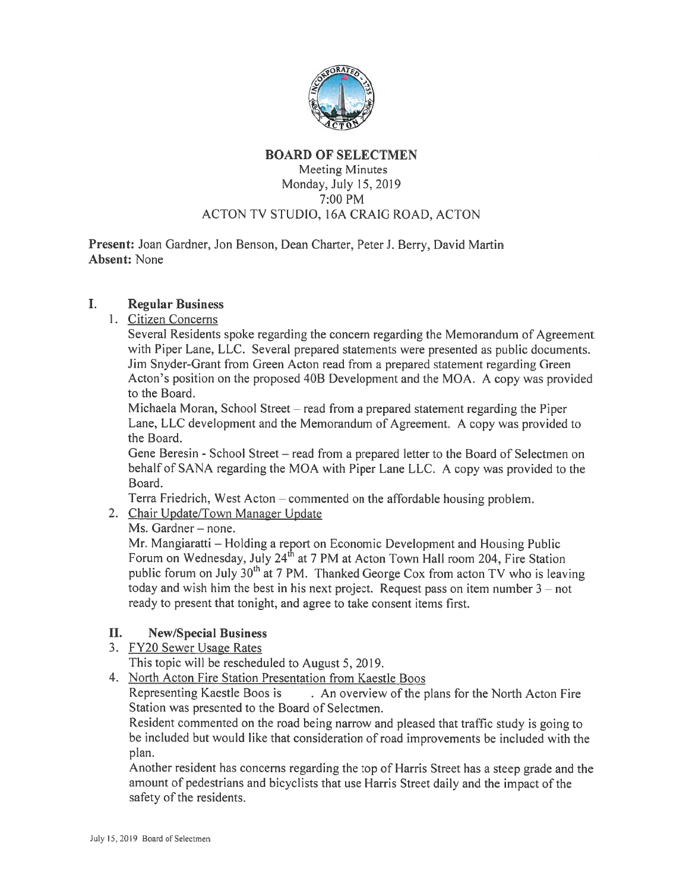# BOARD OF SELECTMEN

Meeting Minutes
Monday, July 15, 2019
7:00 PM
ACTON TV STUDIO, 16A CRAIG ROAD, ACTON

**Present:** Joan Gardner, Jon Benson, Dean Charter, Peter J. Berry, David Martin
**Absent:** None

## I. Regular Business

1. Citizen Concerns

   Several Residents spoke regarding the concern regarding the Memorandum of Agreement with Piper Lane, LLC. Several prepared statements were presented as public documents. Jim Snyder-Grant from Green Acton read from a prepared statement regarding Green Acton's position on the proposed 40B Development and the MOA. A copy was provided to the Board.

   Michaela Moran, School Street – read from a prepared statement regarding the Piper Lane, LLC development and the Memorandum of Agreement. A copy was provided to the Board.

   Gene Beresin - School Street – read from a prepared letter to the Board of Selectmen on behalf of SANA regarding the MOA with Piper Lane LLC. A copy was provided to the Board.

   Terra Friedrich, West Acton – commented on the affordable housing problem.

2. Chair Update/Town Manager Update

   Ms. Gardner – none.

   Mr. Mangiaratti – Holding a report on Economic Development and Housing Public Forum on Wednesday, July 24th at 7 PM at Acton Town Hall room 204, Fire Station public forum on July 30th at 7 PM. Thanked George Cox from acton TV who is leaving today and wish him the best in his next project. Request pass on item number 3 – not ready to present that tonight, and agree to take consent items first.

## II. New/Special Business

3. FY20 Sewer Usage Rates

   This topic will be rescheduled to August 5, 2019.

4. North Acton Fire Station Presentation from Kaestle Boos

   Representing Kaestle Boos is . An overview of the plans for the North Acton Fire Station was presented to the Board of Selectmen.

   Resident commented on the road being narrow and pleased that traffic study is going to be included but would like that consideration of road improvements be included with the plan.

   Another resident has concerns regarding the top of Harris Street has a steep grade and the amount of pedestrians and bicyclists that use Harris Street daily and the impact of the safety of the residents.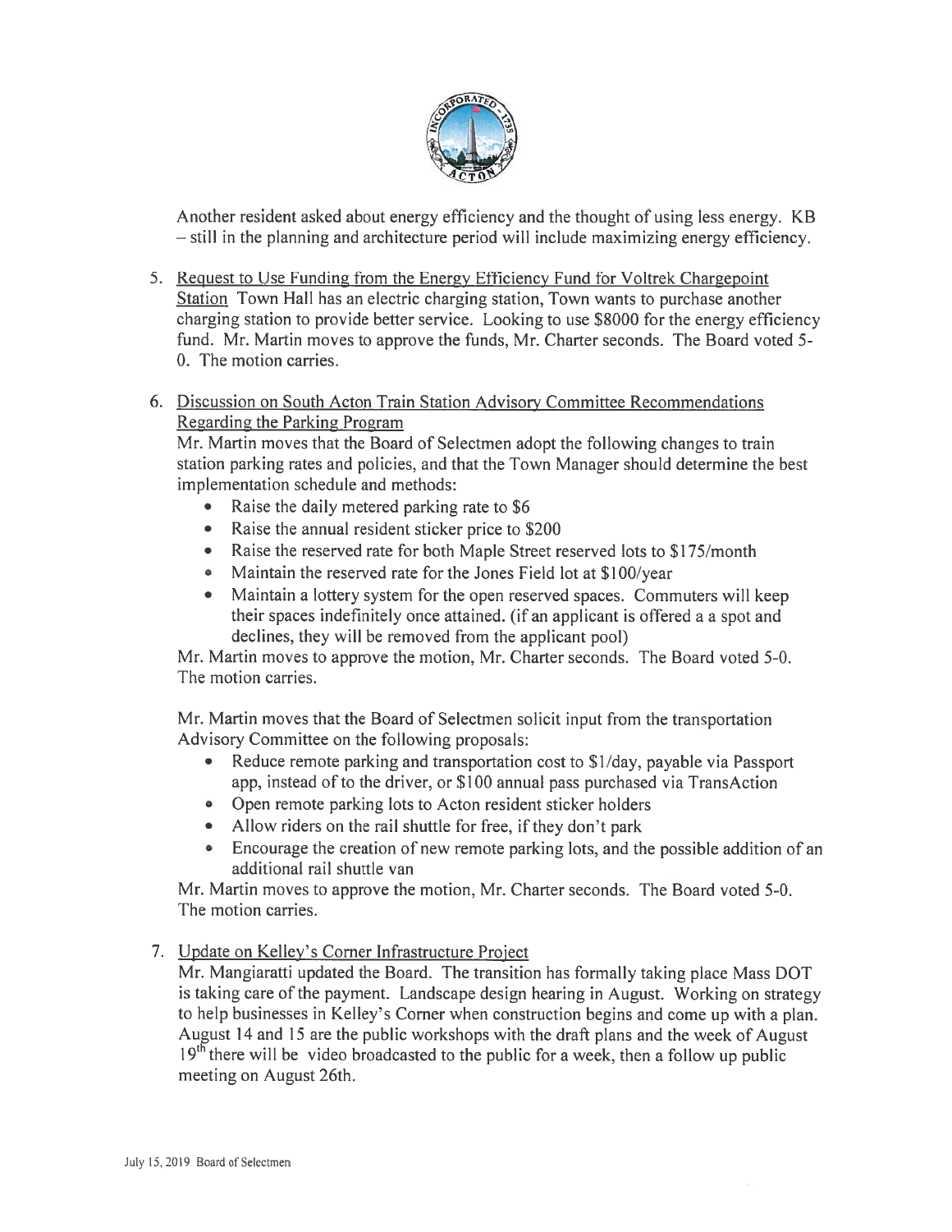Another resident asked about energy efficiency and the thought of using less energy. KB – still in the planning and architecture period will include maximizing energy efficiency.

5. Request to Use Funding from the Energy Efficiency Fund for Voltrek Chargepoint Station Town Hall has an electric charging station, Town wants to purchase another charging station to provide better service. Looking to use $8000 for the energy efficiency fund. Mr. Martin moves to approve the funds, Mr. Charter seconds. The Board voted 5-0. The motion carries.

6. Discussion on South Acton Train Station Advisory Committee Recommendations Regarding the Parking Program

   Mr. Martin moves that the Board of Selectmen adopt the following changes to train station parking rates and policies, and that the Town Manager should determine the best implementation schedule and methods:

   - Raise the daily metered parking rate to $6
   - Raise the annual resident sticker price to $200
   - Raise the reserved rate for both Maple Street reserved lots to $175/month
   - Maintain the reserved rate for the Jones Field lot at $100/year
   - Maintain a lottery system for the open reserved spaces. Commuters will keep their spaces indefinitely once attained. (if an applicant is offered a a spot and declines, they will be removed from the applicant pool)

   Mr. Martin moves to approve the motion, Mr. Charter seconds. The Board voted 5-0. The motion carries.

   Mr. Martin moves that the Board of Selectmen solicit input from the transportation Advisory Committee on the following proposals:

   - Reduce remote parking and transportation cost to $1/day, payable via Passport app, instead of to the driver, or $100 annual pass purchased via TransAction
   - Open remote parking lots to Acton resident sticker holders
   - Allow riders on the rail shuttle for free, if they don't park
   - Encourage the creation of new remote parking lots, and the possible addition of an additional rail shuttle van

   Mr. Martin moves to approve the motion, Mr. Charter seconds. The Board voted 5-0. The motion carries.

7. Update on Kelley's Corner Infrastructure Project

   Mr. Mangiaratti updated the Board. The transition has formally taking place Mass DOT is taking care of the payment. Landscape design hearing in August. Working on strategy to help businesses in Kelley's Corner when construction begins and come up with a plan. August 14 and 15 are the public workshops with the draft plans and the week of August 19th there will be video broadcasted to the public for a week, then a follow up public meeting on August 26th.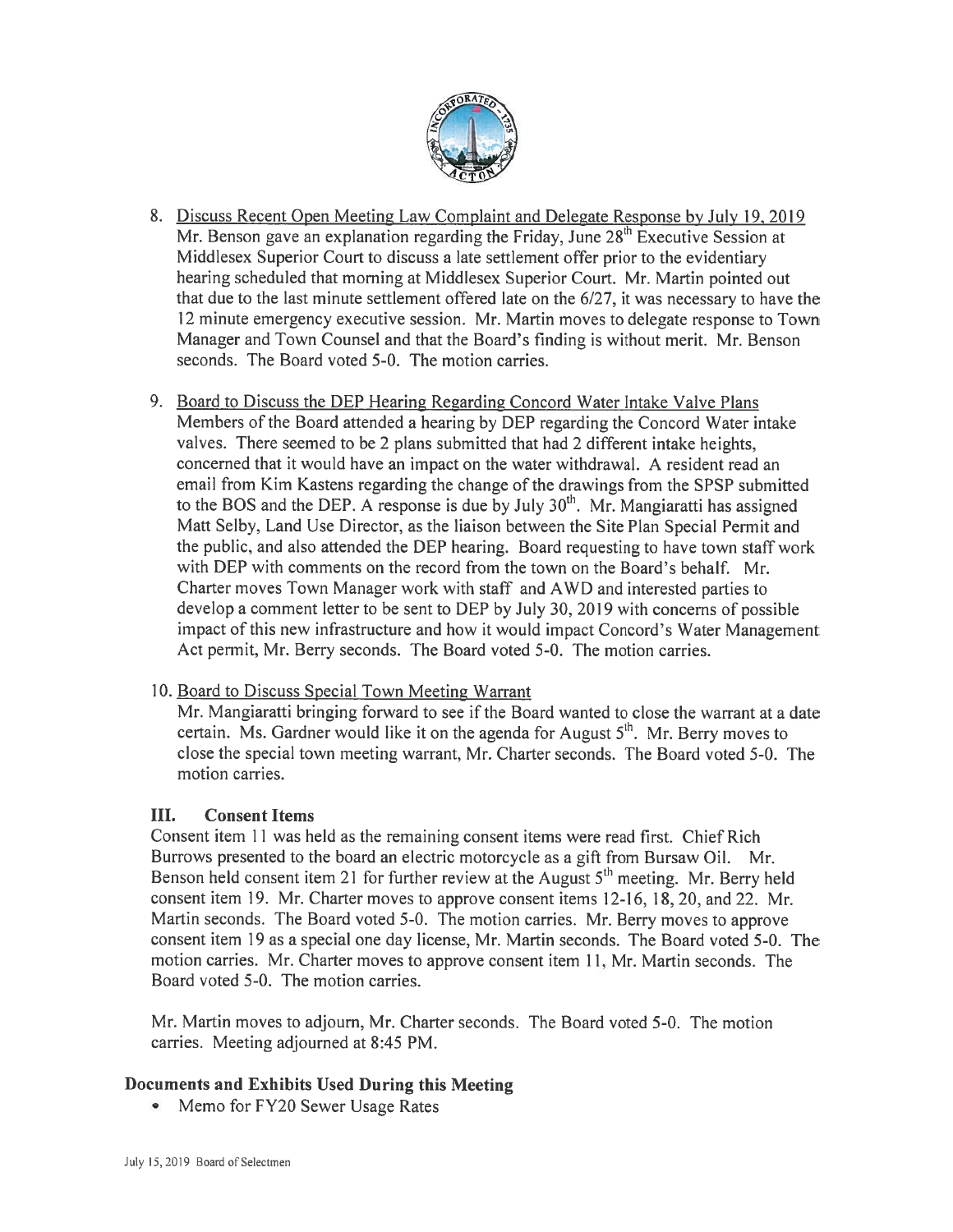8. <u>Discuss Recent Open Meeting Law Complaint and Delegate Response by July 19, 2019</u>
   Mr. Benson gave an explanation regarding the Friday, June 28th Executive Session at Middlesex Superior Court to discuss a late settlement offer prior to the evidentiary hearing scheduled that morning at Middlesex Superior Court. Mr. Martin pointed out that due to the last minute settlement offered late on the 6/27, it was necessary to have the 12 minute emergency executive session. Mr. Martin moves to delegate response to Town Manager and Town Counsel and that the Board's finding is without merit. Mr. Benson seconds. The Board voted 5-0. The motion carries.

9. <u>Board to Discuss the DEP Hearing Regarding Concord Water Intake Valve Plans</u>
   Members of the Board attended a hearing by DEP regarding the Concord Water intake valves. There seemed to be 2 plans submitted that had 2 different intake heights, concerned that it would have an impact on the water withdrawal. A resident read an email from Kim Kastens regarding the change of the drawings from the SPSP submitted to the BOS and the DEP. A response is due by July 30th. Mr. Mangiaratti has assigned Matt Selby, Land Use Director, as the liaison between the Site Plan Special Permit and the public, and also attended the DEP hearing. Board requesting to have town staff work with DEP with comments on the record from the town on the Board's behalf. Mr. Charter moves Town Manager work with staff and AWD and interested parties to develop a comment letter to be sent to DEP by July 30, 2019 with concerns of possible impact of this new infrastructure and how it would impact Concord's Water Management Act permit, Mr. Berry seconds. The Board voted 5-0. The motion carries.

10. <u>Board to Discuss Special Town Meeting Warrant</u>
    Mr. Mangiaratti bringing forward to see if the Board wanted to close the warrant at a date certain. Ms. Gardner would like it on the agenda for August 5th. Mr. Berry moves to close the special town meeting warrant, Mr. Charter seconds. The Board voted 5-0. The motion carries.

### III. Consent Items

Consent item 11 was held as the remaining consent items were read first. Chief Rich Burrows presented to the board an electric motorcycle as a gift from Bursaw Oil. Mr. Benson held consent item 21 for further review at the August 5th meeting. Mr. Berry held consent item 19. Mr. Charter moves to approve consent items 12-16, 18, 20, and 22. Mr. Martin seconds. The Board voted 5-0. The motion carries. Mr. Berry moves to approve consent item 19 as a special one day license, Mr. Martin seconds. The Board voted 5-0. The motion carries. Mr. Charter moves to approve consent item 11, Mr. Martin seconds. The Board voted 5-0. The motion carries.

Mr. Martin moves to adjourn, Mr. Charter seconds. The Board voted 5-0. The motion carries. Meeting adjourned at 8:45 PM.

### Documents and Exhibits Used During this Meeting

- Memo for FY20 Sewer Usage Rates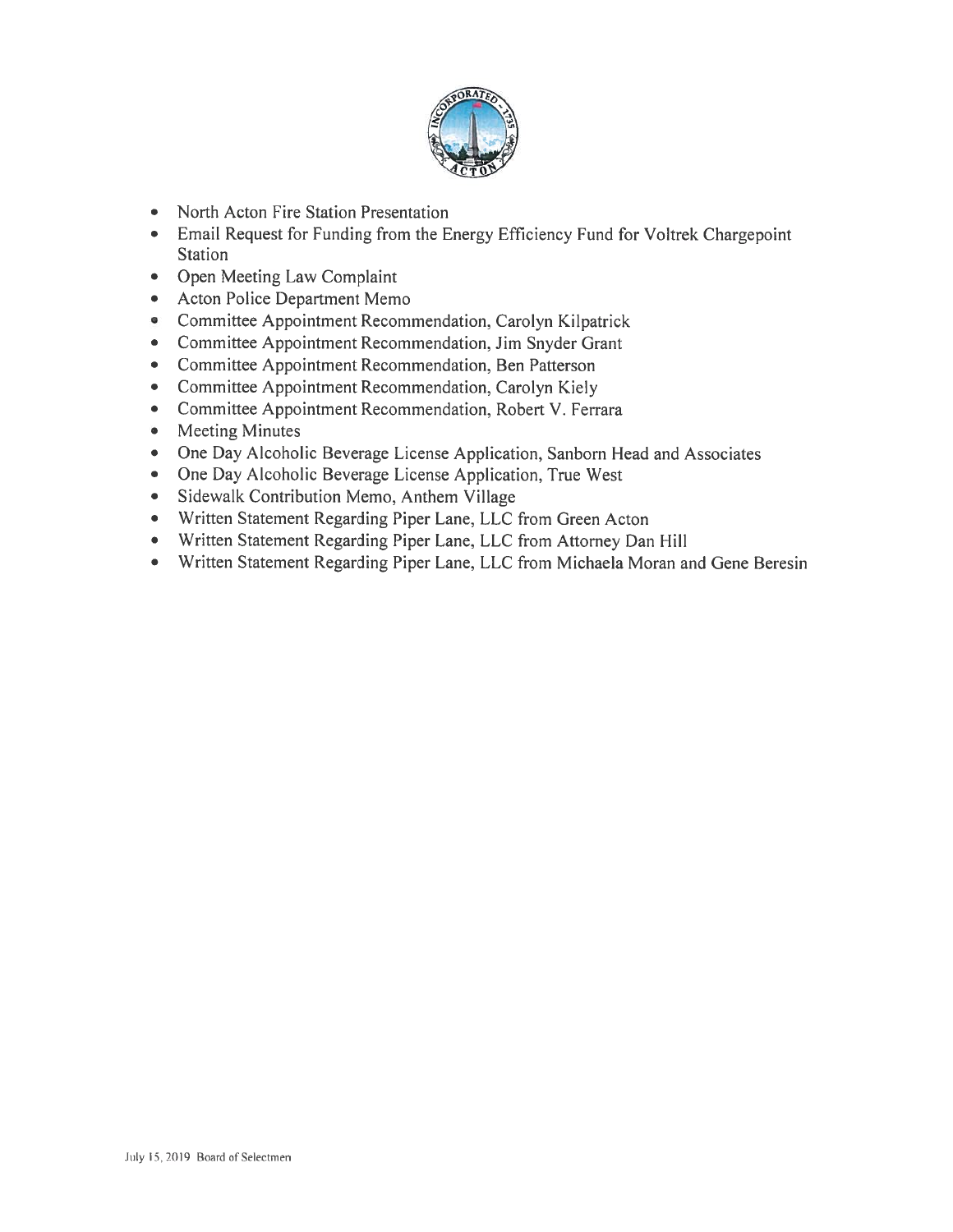- North Acton Fire Station Presentation
- Email Request for Funding from the Energy Efficiency Fund for Voltrek Chargepoint Station
- Open Meeting Law Complaint
- Acton Police Department Memo
- Committee Appointment Recommendation, Carolyn Kilpatrick
- Committee Appointment Recommendation, Jim Snyder Grant
- Committee Appointment Recommendation, Ben Patterson
- Committee Appointment Recommendation, Carolyn Kiely
- Committee Appointment Recommendation, Robert V. Ferrara
- Meeting Minutes
- One Day Alcoholic Beverage License Application, Sanborn Head and Associates
- One Day Alcoholic Beverage License Application, True West
- Sidewalk Contribution Memo, Anthem Village
- Written Statement Regarding Piper Lane, LLC from Green Acton
- Written Statement Regarding Piper Lane, LLC from Attorney Dan Hill
- Written Statement Regarding Piper Lane, LLC from Michaela Moran and Gene Beresin